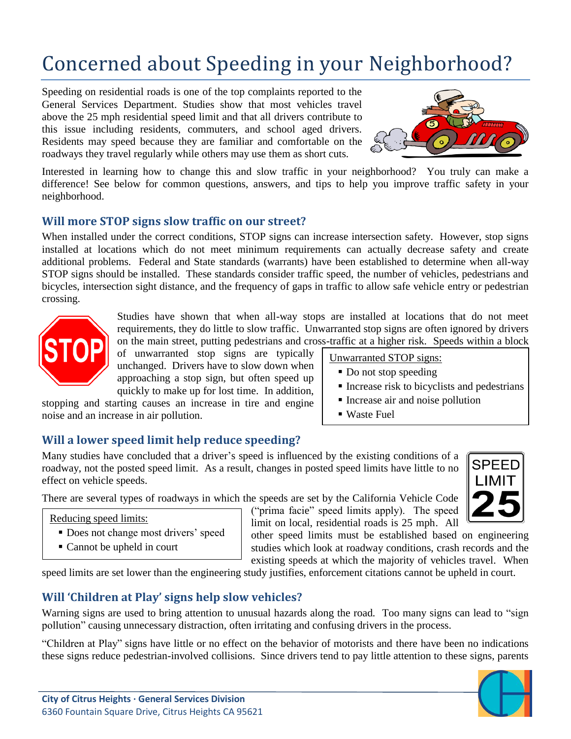# Concerned about Speeding in your Neighborhood?

Speeding on residential roads is one of the top complaints reported to the General Services Department. Studies show that most vehicles travel above the 25 mph residential speed limit and that all drivers contribute to this issue including residents, commuters, and school aged drivers. Residents may speed because they are familiar and comfortable on the roadways they travel regularly while others may use them as short cuts.

Interested in learning how to change this and slow traffic in your neighborhood? You truly can make a difference! See below for common questions, answers, and tips to help you improve traffic safety in your neighborhood.

## Will more STOP signs slow traffic on our street?

When installed under the correct conditions, STOP signs can increase intersection safety. However, stop signs installed at locations which do not meet minimum requirements can actually decrease safety and create additional problems. Federal and State standards (warrants) have been established to determine when all-way STOP signs should be installed. These standards consider traffic speed, the number of vehicles, pedestrians and bicycles, intersection sight distance, and the frequency of gaps in traffic to allow safe vehicle entry or pedestrian crossing.

Studies have shown that when all-way stops are installed at locations that do not meet requirements, they do little to slow traffic. Unwarranted stop signs are often ignored by drivers on the main street, putting pedestrians and cross-traffic at a higher risk. Speeds within a block of unwarranted stop signs are typically unchanged. Drivers have to slow down when approaching a stop sign, but often speed up quickly to make up for lost time. In addition, stopping and starting causes an increase in tire and engine noise and an increase in air pollution.

Unwarranted STOP signs:

- Do not stop speeding
- Increase risk to bicyclists and pedestrians
- Increase air and noise pollution
- Waste Fuel

## Will a lower speed limit help reduce speeding?

Many studies have concluded that a driver's speed is influenced by the existing conditions of a roadway, not the posted speed limit. As a result, changes in posted speed limits have little to no effect on vehicle speeds.

There are several types of roadways in which the speeds are set by the California Vehicle Code ("prima facie" speed limits apply). The speed limit on local, residential roads is 25 mph. All other speed limits must be established based on engineering studies which look at roadway conditions, crash records and the existing speeds at which the majority of vehicles travel. When speed limits are set lower than the engineering study justifies, enforcement citations cannot be upheld in court.

Reducing speed limits:

- Does not change most drivers' speed
- Cannot be upheld in court

## Will 'Children at Play' signs help slow vehicles?

Warning signs are used to bring attention to unusual hazards along the road. Too many signs can lead to "sign pollution" causing unnecessary distraction, often irritating and confusing drivers in the process.

"Children at Play" signs have little or no effect on the behavior of motorists and there have been no indications these signs reduce pedestrian-involved collisions. Since drivers tend to pay little attention to these signs, parents

**City of Citrus Heights · General Services Division**
6360 Fountain Square Drive, Citrus Heights CA 95621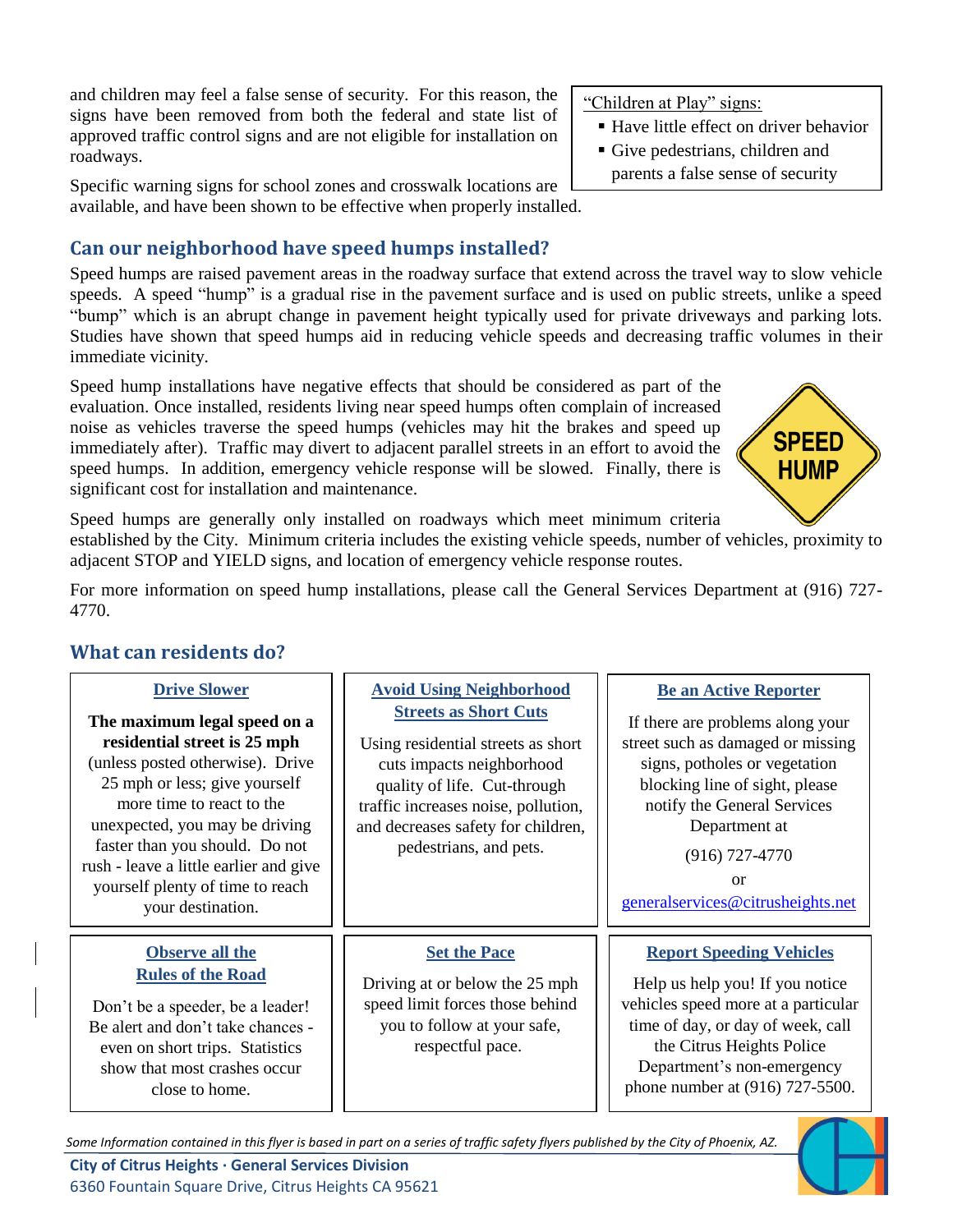and children may feel a false sense of security. For this reason, the signs have been removed from both the federal and state list of approved traffic control signs and are not eligible for installation on roadways.

Specific warning signs for school zones and crosswalk locations are available, and have been shown to be effective when properly installed.

"Children at Play" signs:

- Have little effect on driver behavior
- Give pedestrians, children and parents a false sense of security

## Can our neighborhood have speed humps installed?

Speed humps are raised pavement areas in the roadway surface that extend across the travel way to slow vehicle speeds. A speed "hump" is a gradual rise in the pavement surface and is used on public streets, unlike a speed "bump" which is an abrupt change in pavement height typically used for private driveways and parking lots. Studies have shown that speed humps aid in reducing vehicle speeds and decreasing traffic volumes in their immediate vicinity.

Speed hump installations have negative effects that should be considered as part of the evaluation. Once installed, residents living near speed humps often complain of increased noise as vehicles traverse the speed humps (vehicles may hit the brakes and speed up immediately after). Traffic may divert to adjacent parallel streets in an effort to avoid the speed humps. In addition, emergency vehicle response will be slowed. Finally, there is significant cost for installation and maintenance.

Speed humps are generally only installed on roadways which meet minimum criteria established by the City. Minimum criteria includes the existing vehicle speeds, number of vehicles, proximity to adjacent STOP and YIELD signs, and location of emergency vehicle response routes.

For more information on speed hump installations, please call the General Services Department at (916) 727-4770.

## What can residents do?

### Drive Slower

**The maximum legal speed on a residential street is 25 mph** (unless posted otherwise). Drive 25 mph or less; give yourself more time to react to the unexpected, you may be driving faster than you should. Do not rush - leave a little earlier and give yourself plenty of time to reach your destination.

### Avoid Using Neighborhood Streets as Short Cuts

Using residential streets as short cuts impacts neighborhood quality of life. Cut-through traffic increases noise, pollution, and decreases safety for children, pedestrians, and pets.

### Be an Active Reporter

If there are problems along your street such as damaged or missing signs, potholes or vegetation blocking line of sight, please notify the General Services Department at

(916) 727-4770

or

generalservices@citrusheights.net

### Observe all the Rules of the Road

Don't be a speeder, be a leader! Be alert and don't take chances - even on short trips. Statistics show that most crashes occur close to home.

### Set the Pace

Driving at or below the 25 mph speed limit forces those behind you to follow at your safe, respectful pace.

### Report Speeding Vehicles

Help us help you! If you notice vehicles speed more at a particular time of day, or day of week, call the Citrus Heights Police Department's non-emergency phone number at (916) 727-5500.

*Some Information contained in this flyer is based in part on a series of traffic safety flyers published by the City of Phoenix, AZ.*

**City of Citrus Heights · General Services Division**
6360 Fountain Square Drive, Citrus Heights CA 95621